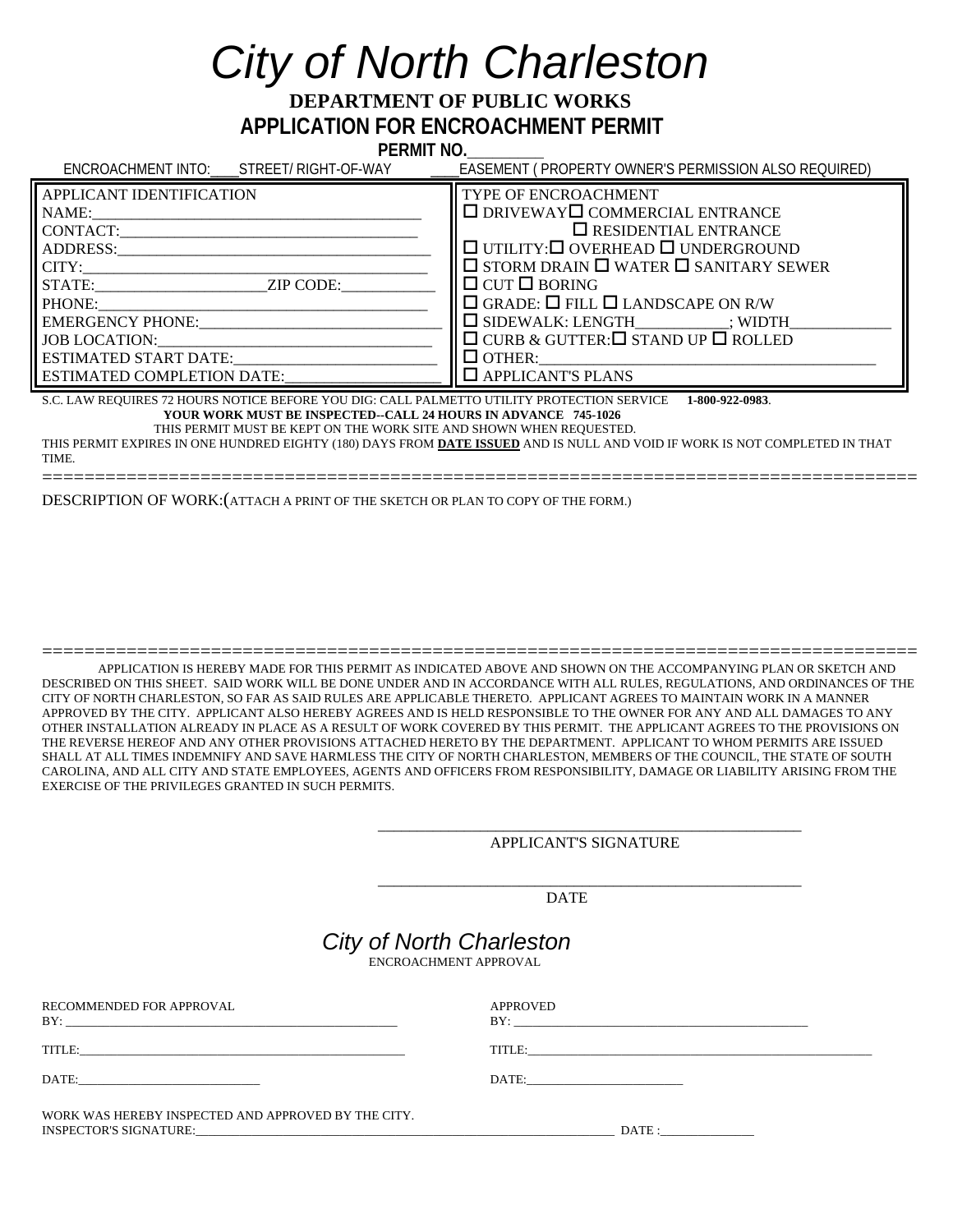# City of North Charleston

## DEPARTMENT OF PUBLIC WORKS

## APPLICATION FOR ENCROACHMENT PERMIT

**PERMIT NO.**__________

ENCROACHMENT INTO:____STREET/ RIGHT-OF-WAY ____EASEMENT ( PROPERTY OWNER'S PERMISSION ALSO REQUIRED)

| APPLICANT IDENTIFICATION | TYPE OF ENCROACHMENT |
|---|---|
| NAME:_________________________________________ | ☐ DRIVEWAY ☐ COMMERCIAL ENTRANCE |
| CONTACT:______________________________________ | ☐ RESIDENTIAL ENTRANCE |
| ADDRESS:______________________________________ | ☐ UTILITY: ☐ OVERHEAD ☐ UNDERGROUND |
| CITY:_________________________________________ | ☐ STORM DRAIN ☐ WATER ☐ SANITARY SEWER |
| STATE:______________________ZIP CODE:____________ | ☐ CUT ☐ BORING |
| PHONE:________________________________________ | ☐ GRADE: ☐ FILL ☐ LANDSCAPE ON R/W |
| EMERGENCY PHONE:______________________________ | ☐ SIDEWALK: LENGTH___________; WIDTH_____________ |
| JOB LOCATION:__________________________________ | ☐ CURB & GUTTER: ☐ STAND UP ☐ ROLLED |
| ESTIMATED START DATE:__________________________ | ☐ OTHER:___________________________________________ |
| ESTIMATED COMPLETION DATE:_____________________ | ☐ APPLICANT'S PLANS |

S.C. LAW REQUIRES 72 HOURS NOTICE BEFORE YOU DIG: CALL PALMETTO UTILITY PROTECTION SERVICE **1-800-922-0983**.

**YOUR WORK MUST BE INSPECTED--CALL 24 HOURS IN ADVANCE 745-1026**

THIS PERMIT MUST BE KEPT ON THE WORK SITE AND SHOWN WHEN REQUESTED.

THIS PERMIT EXPIRES IN ONE HUNDRED EIGHTY (180) DAYS FROM **DATE ISSUED** AND IS NULL AND VOID IF WORK IS NOT COMPLETED IN THAT TIME.

================================================================================

DESCRIPTION OF WORK:(ATTACH A PRINT OF THE SKETCH OR PLAN TO COPY OF THE FORM.)

================================================================================

APPLICATION IS HEREBY MADE FOR THIS PERMIT AS INDICATED ABOVE AND SHOWN ON THE ACCOMPANYING PLAN OR SKETCH AND DESCRIBED ON THIS SHEET. SAID WORK WILL BE DONE UNDER AND IN ACCORDANCE WITH ALL RULES, REGULATIONS, AND ORDINANCES OF THE CITY OF NORTH CHARLESTON, SO FAR AS SAID RULES ARE APPLICABLE THERETO. APPLICANT AGREES TO MAINTAIN WORK IN A MANNER APPROVED BY THE CITY. APPLICANT ALSO HEREBY AGREES AND IS HELD RESPONSIBLE TO THE OWNER FOR ANY AND ALL DAMAGES TO ANY OTHER INSTALLATION ALREADY IN PLACE AS A RESULT OF WORK COVERED BY THIS PERMIT. THE APPLICANT AGREES TO THE PROVISIONS ON THE REVERSE HEREOF AND ANY OTHER PROVISIONS ATTACHED HERETO BY THE DEPARTMENT. APPLICANT TO WHOM PERMITS ARE ISSUED SHALL AT ALL TIMES INDEMNIFY AND SAVE HARMLESS THE CITY OF NORTH CHARLESTON, MEMBERS OF THE COUNCIL, THE STATE OF SOUTH CAROLINA, AND ALL CITY AND STATE EMPLOYEES, AGENTS AND OFFICERS FROM RESPONSIBILITY, DAMAGE OR LIABILITY ARISING FROM THE EXERCISE OF THE PRIVILEGES GRANTED IN SUCH PERMITS.

_______________________________________________________
APPLICANT'S SIGNATURE

_______________________________________________________
DATE

## City of North Charleston

ENCROACHMENT APPROVAL

| RECOMMENDED FOR APPROVAL | APPROVED |
|---|---|
| BY: ______________________________________________ | BY: ____________________________________________ |
| TITLE:____________________________________________ | TITLE:__________________________________________ |
| DATE:____________________________ | DATE:________________________ |

WORK WAS HEREBY INSPECTED AND APPROVED BY THE CITY.
INSPECTOR'S SIGNATURE:______________________________________________________________ DATE :_______________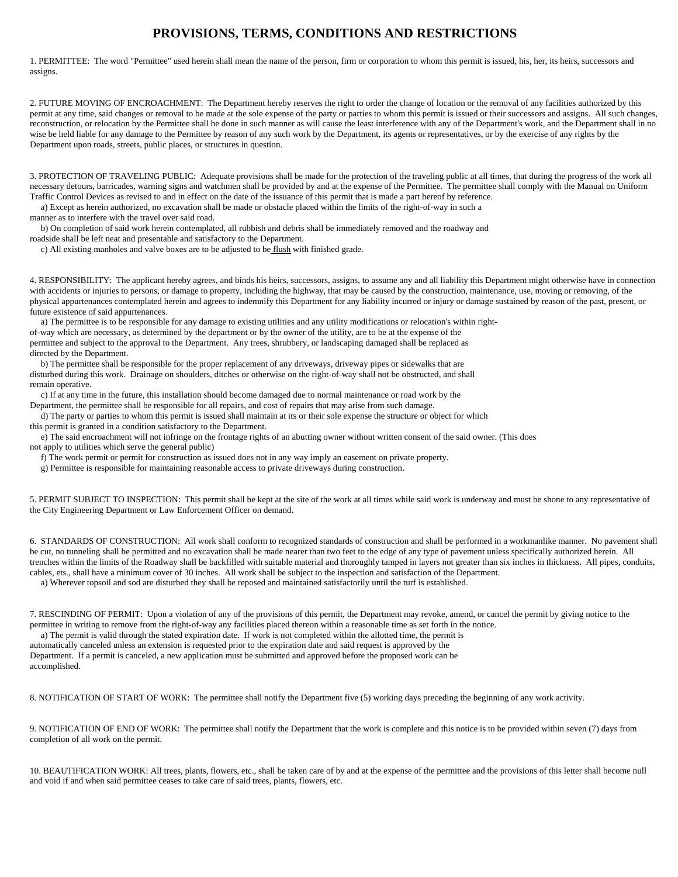# PROVISIONS, TERMS, CONDITIONS AND RESTRICTIONS

1. PERMITTEE: The word "Permittee" used herein shall mean the name of the person, firm or corporation to whom this permit is issued, his, her, its heirs, successors and assigns.

2. FUTURE MOVING OF ENCROACHMENT: The Department hereby reserves the right to order the change of location or the removal of any facilities authorized by this permit at any time, said changes or removal to be made at the sole expense of the party or parties to whom this permit is issued or their successors and assigns. All such changes, reconstruction, or relocation by the Permittee shall be done in such manner as will cause the least interference with any of the Department's work, and the Department shall in no wise be held liable for any damage to the Permittee by reason of any such work by the Department, its agents or representatives, or by the exercise of any rights by the Department upon roads, streets, public places, or structures in question.

3. PROTECTION OF TRAVELING PUBLIC: Adequate provisions shall be made for the protection of the traveling public at all times, that during the progress of the work all necessary detours, barricades, warning signs and watchmen shall be provided by and at the expense of the Permittee. The permittee shall comply with the Manual on Uniform Traffic Control Devices as revised to and in effect on the date of the issuance of this permit that is made a part hereof by reference.

a) Except as herein authorized, no excavation shall be made or obstacle placed within the limits of the right-of-way in such a manner as to interfere with the travel over said road.

b) On completion of said work herein contemplated, all rubbish and debris shall be immediately removed and the roadway and roadside shall be left neat and presentable and satisfactory to the Department.

c) All existing manholes and valve boxes are to be adjusted to be flush with finished grade.

4. RESPONSIBILITY: The applicant hereby agrees, and binds his heirs, successors, assigns, to assume any and all liability this Department might otherwise have in connection with accidents or injuries to persons, or damage to property, including the highway, that may be caused by the construction, maintenance, use, moving or removing, of the physical appurtenances contemplated herein and agrees to indemnify this Department for any liability incurred or injury or damage sustained by reason of the past, present, or future existence of said appurtenances.

a) The permittee is to be responsible for any damage to existing utilities and any utility modifications or relocation's within right-of-way which are necessary, as determined by the department or by the owner of the utility, are to be at the expense of the permittee and subject to the approval to the Department. Any trees, shrubbery, or landscaping damaged shall be replaced as directed by the Department.

b) The permittee shall be responsible for the proper replacement of any driveways, driveway pipes or sidewalks that are disturbed during this work. Drainage on shoulders, ditches or otherwise on the right-of-way shall not be obstructed, and shall remain operative.

c) If at any time in the future, this installation should become damaged due to normal maintenance or road work by the Department, the permittee shall be responsible for all repairs, and cost of repairs that may arise from such damage.

d) The party or parties to whom this permit is issued shall maintain at its or their sole expense the structure or object for which this permit is granted in a condition satisfactory to the Department.

e) The said encroachment will not infringe on the frontage rights of an abutting owner without written consent of the said owner. (This does not apply to utilities which serve the general public)

f) The work permit or permit for construction as issued does not in any way imply an easement on private property.

g) Permittee is responsible for maintaining reasonable access to private driveways during construction.

5. PERMIT SUBJECT TO INSPECTION: This permit shall be kept at the site of the work at all times while said work is underway and must be shone to any representative of the City Engineering Department or Law Enforcement Officer on demand.

6. STANDARDS OF CONSTRUCTION: All work shall conform to recognized standards of construction and shall be performed in a workmanlike manner. No pavement shall be cut, no tunneling shall be permitted and no excavation shall be made nearer than two feet to the edge of any type of pavement unless specifically authorized herein. All trenches within the limits of the Roadway shall be backfilled with suitable material and thoroughly tamped in layers not greater than six inches in thickness. All pipes, conduits, cables, ets., shall have a minimum cover of 30 inches. All work shall be subject to the inspection and satisfaction of the Department.

a) Wherever topsoil and sod are disturbed they shall be reposed and maintained satisfactorily until the turf is established.

7. RESCINDING OF PERMIT: Upon a violation of any of the provisions of this permit, the Department may revoke, amend, or cancel the permit by giving notice to the permittee in writing to remove from the right-of-way any facilities placed thereon within a reasonable time as set forth in the notice.

a) The permit is valid through the stated expiration date. If work is not completed within the allotted time, the permit is automatically canceled unless an extension is requested prior to the expiration date and said request is approved by the Department. If a permit is canceled, a new application must be submitted and approved before the proposed work can be accomplished.

8. NOTIFICATION OF START OF WORK: The permittee shall notify the Department five (5) working days preceding the beginning of any work activity.

9. NOTIFICATION OF END OF WORK: The permittee shall notify the Department that the work is complete and this notice is to be provided within seven (7) days from completion of all work on the permit.

10. BEAUTIFICATION WORK: All trees, plants, flowers, etc., shall be taken care of by and at the expense of the permittee and the provisions of this letter shall become null and void if and when said permittee ceases to take care of said trees, plants, flowers, etc.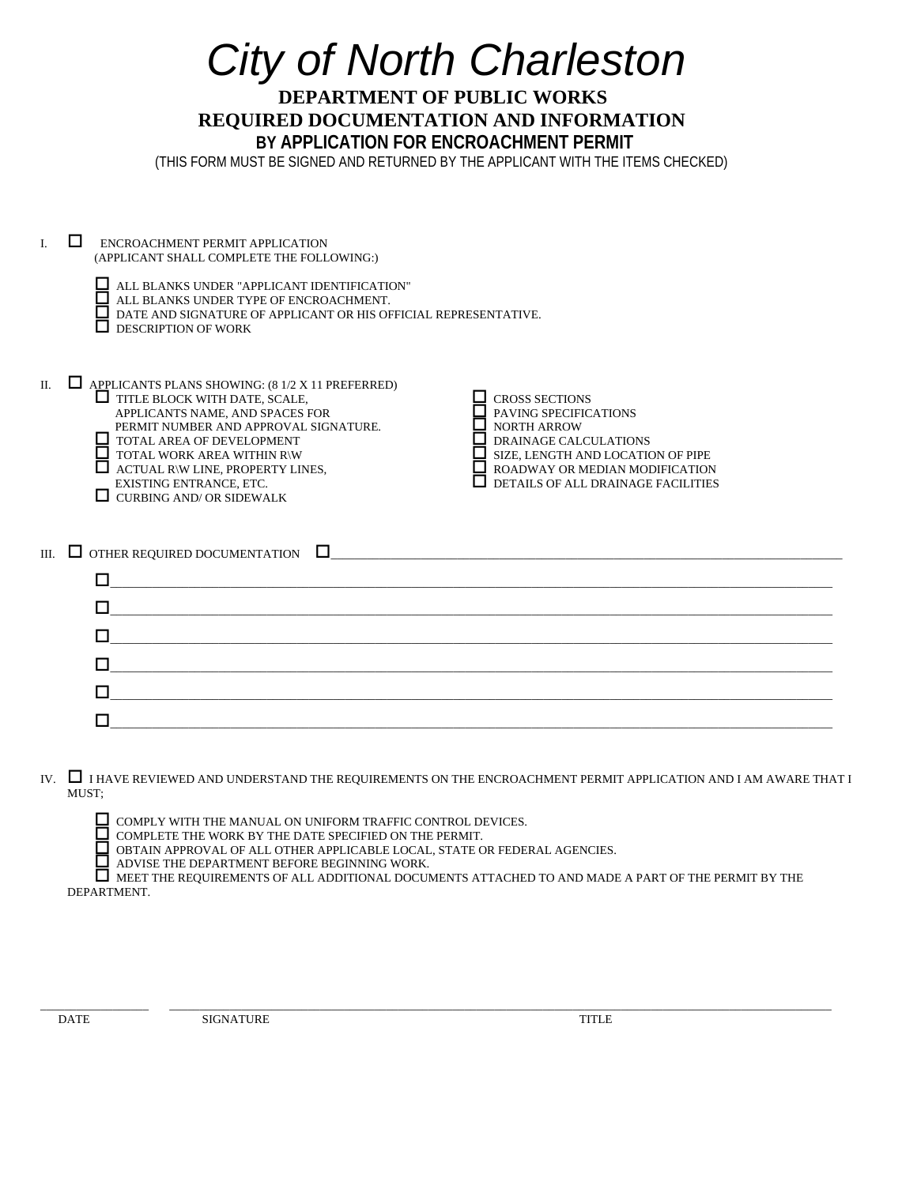# City of North Charleston

## DEPARTMENT OF PUBLIC WORKS
## REQUIRED DOCUMENTATION AND INFORMATION
### BY APPLICATION FOR ENCROACHMENT PERMIT

(THIS FORM MUST BE SIGNED AND RETURNED BY THE APPLICANT WITH THE ITEMS CHECKED)

I. ☐ ENCROACHMENT PERMIT APPLICATION
(APPLICANT SHALL COMPLETE THE FOLLOWING:)

- ☐ ALL BLANKS UNDER "APPLICANT IDENTIFICATION"
- ☐ ALL BLANKS UNDER TYPE OF ENCROACHMENT.
- ☐ DATE AND SIGNATURE OF APPLICANT OR HIS OFFICIAL REPRESENTATIVE.
- ☐ DESCRIPTION OF WORK

II. ☐ APPLICANTS PLANS SHOWING: (8 1/2 X 11 PREFERRED)

- ☐ TITLE BLOCK WITH DATE, SCALE, APPLICANTS NAME, AND SPACES FOR PERMIT NUMBER AND APPROVAL SIGNATURE.
- ☐ TOTAL AREA OF DEVELOPMENT
- ☐ TOTAL WORK AREA WITHIN R\W
- ☐ ACTUAL R\W LINE, PROPERTY LINES, EXISTING ENTRANCE, ETC.
- ☐ CURBING AND/ OR SIDEWALK
- ☐ CROSS SECTIONS
- ☐ PAVING SPECIFICATIONS
- ☐ NORTH ARROW
- ☐ DRAINAGE CALCULATIONS
- ☐ SIZE, LENGTH AND LOCATION OF PIPE
- ☐ ROADWAY OR MEDIAN MODIFICATION
- ☐ DETAILS OF ALL DRAINAGE FACILITIES

III. ☐ OTHER REQUIRED DOCUMENTATION ☐________________________________________

- ☐________________________________________
- ☐________________________________________
- ☐________________________________________
- ☐________________________________________
- ☐________________________________________
- ☐________________________________________

IV. ☐ I HAVE REVIEWED AND UNDERSTAND THE REQUIREMENTS ON THE ENCROACHMENT PERMIT APPLICATION AND I AM AWARE THAT I MUST;

- ☐ COMPLY WITH THE MANUAL ON UNIFORM TRAFFIC CONTROL DEVICES.
- ☐ COMPLETE THE WORK BY THE DATE SPECIFIED ON THE PERMIT.
- ☐ OBTAIN APPROVAL OF ALL OTHER APPLICABLE LOCAL, STATE OR FEDERAL AGENCIES.
- ☐ ADVISE THE DEPARTMENT BEFORE BEGINNING WORK.
- ☐ MEET THE REQUIREMENTS OF ALL ADDITIONAL DOCUMENTS ATTACHED TO AND MADE A PART OF THE PERMIT BY THE DEPARTMENT.

______________ ________________________________________

DATE SIGNATURE TITLE